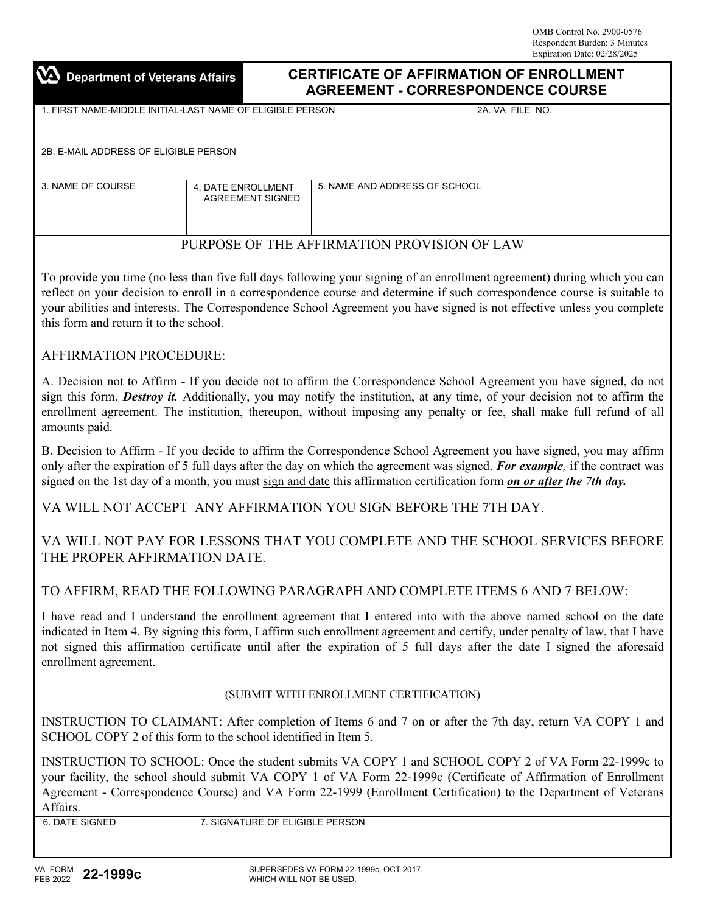OMB Control No. 2900-0576
Respondent Burden: 3 Minutes
Expiration Date: 02/28/2025

**Department of Veterans Affairs**

# CERTIFICATE OF AFFIRMATION OF ENROLLMENT AGREEMENT - CORRESPONDENCE COURSE

| 1. FIRST NAME-MIDDLE INITIAL-LAST NAME OF ELIGIBLE PERSON | | 2A. VA FILE NO. |
|---|---|---|
| 2B. E-MAIL ADDRESS OF ELIGIBLE PERSON | | |
| 3. NAME OF COURSE | 4. DATE ENROLLMENT AGREEMENT SIGNED | 5. NAME AND ADDRESS OF SCHOOL |

## PURPOSE OF THE AFFIRMATION PROVISION OF LAW

To provide you time (no less than five full days following your signing of an enrollment agreement) during which you can reflect on your decision to enroll in a correspondence course and determine if such correspondence course is suitable to your abilities and interests. The Correspondence School Agreement you have signed is not effective unless you complete this form and return it to the school.

## AFFIRMATION PROCEDURE:

A. Decision not to Affirm - If you decide not to affirm the Correspondence School Agreement you have signed, do not sign this form. ***Destroy it.*** Additionally, you may notify the institution, at any time, of your decision not to affirm the enrollment agreement. The institution, thereupon, without imposing any penalty or fee, shall make full refund of all amounts paid.

B. Decision to Affirm - If you decide to affirm the Correspondence School Agreement you have signed, you may affirm only after the expiration of 5 full days after the day on which the agreement was signed. ***For example,*** if the contract was signed on the 1st day of a month, you must sign and date this affirmation certification form ***on or after* the 7th day.**

VA WILL NOT ACCEPT ANY AFFIRMATION YOU SIGN BEFORE THE 7TH DAY.

VA WILL NOT PAY FOR LESSONS THAT YOU COMPLETE AND THE SCHOOL SERVICES BEFORE THE PROPER AFFIRMATION DATE.

TO AFFIRM, READ THE FOLLOWING PARAGRAPH AND COMPLETE ITEMS 6 AND 7 BELOW:

I have read and I understand the enrollment agreement that I entered into with the above named school on the date indicated in Item 4. By signing this form, I affirm such enrollment agreement and certify, under penalty of law, that I have not signed this affirmation certificate until after the expiration of 5 full days after the date I signed the aforesaid enrollment agreement.

(SUBMIT WITH ENROLLMENT CERTIFICATION)

INSTRUCTION TO CLAIMANT: After completion of Items 6 and 7 on or after the 7th day, return VA COPY 1 and SCHOOL COPY 2 of this form to the school identified in Item 5.

INSTRUCTION TO SCHOOL: Once the student submits VA COPY 1 and SCHOOL COPY 2 of VA Form 22-1999c to your facility, the school should submit VA COPY 1 of VA Form 22-1999c (Certificate of Affirmation of Enrollment Agreement - Correspondence Course) and VA Form 22-1999 (Enrollment Certification) to the Department of Veterans Affairs.

| 6. DATE SIGNED | 7. SIGNATURE OF ELIGIBLE PERSON |
|---|---|
| | |

VA FORM FEB 2022 **22-1999c**

SUPERSEDES VA FORM 22-1999c, OCT 2017, WHICH WILL NOT BE USED.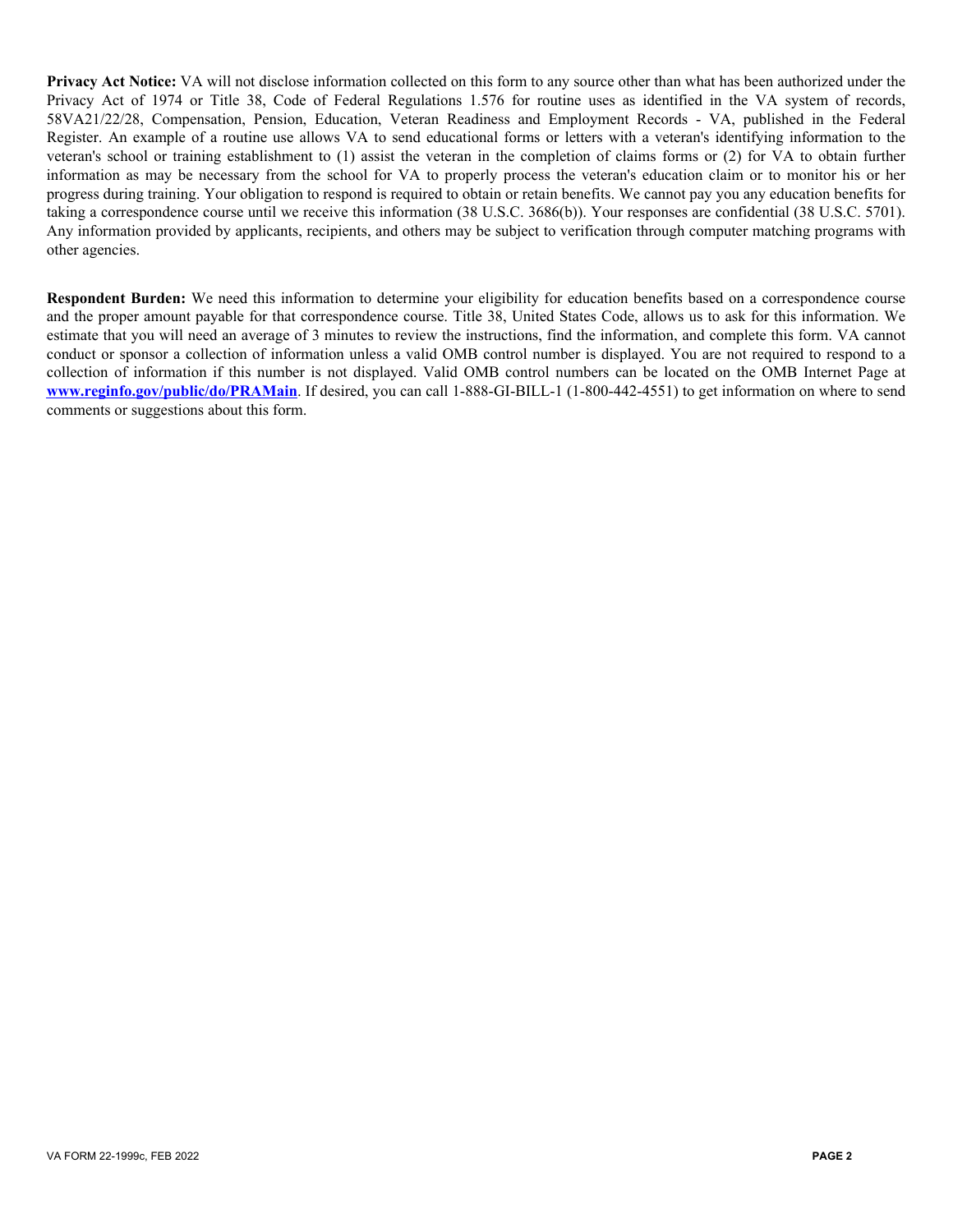**Privacy Act Notice:** VA will not disclose information collected on this form to any source other than what has been authorized under the Privacy Act of 1974 or Title 38, Code of Federal Regulations 1.576 for routine uses as identified in the VA system of records, 58VA21/22/28, Compensation, Pension, Education, Veteran Readiness and Employment Records - VA, published in the Federal Register. An example of a routine use allows VA to send educational forms or letters with a veteran's identifying information to the veteran's school or training establishment to (1) assist the veteran in the completion of claims forms or (2) for VA to obtain further information as may be necessary from the school for VA to properly process the veteran's education claim or to monitor his or her progress during training. Your obligation to respond is required to obtain or retain benefits. We cannot pay you any education benefits for taking a correspondence course until we receive this information (38 U.S.C. 3686(b)). Your responses are confidential (38 U.S.C. 5701). Any information provided by applicants, recipients, and others may be subject to verification through computer matching programs with other agencies.

**Respondent Burden:** We need this information to determine your eligibility for education benefits based on a correspondence course and the proper amount payable for that correspondence course. Title 38, United States Code, allows us to ask for this information. We estimate that you will need an average of 3 minutes to review the instructions, find the information, and complete this form. VA cannot conduct or sponsor a collection of information unless a valid OMB control number is displayed. You are not required to respond to a collection of information if this number is not displayed. Valid OMB control numbers can be located on the OMB Internet Page at **www.reginfo.gov/public/do/PRAMain**. If desired, you can call 1-888-GI-BILL-1 (1-800-442-4551) to get information on where to send comments or suggestions about this form.